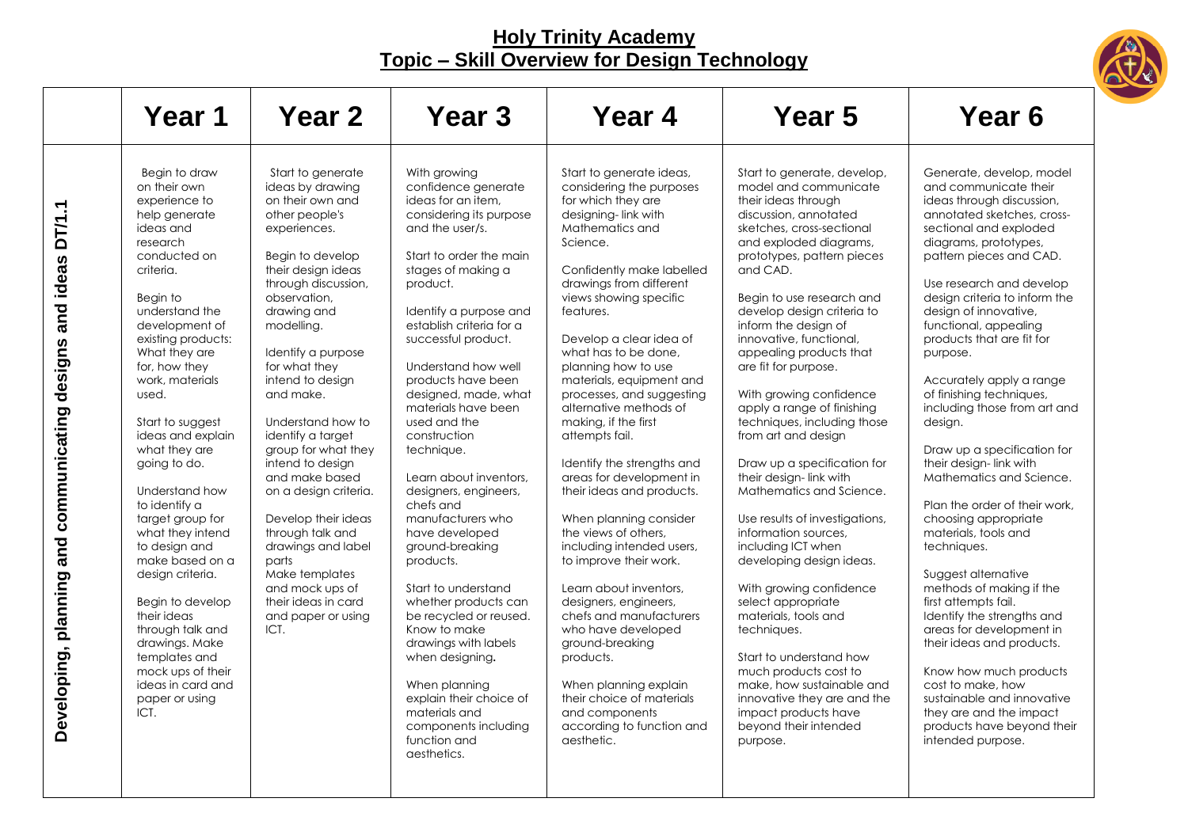# Holy Trinity Academy
## Topic – Skill Overview for Design Technology

| | Year 1 | Year 2 | Year 3 | Year 4 | Year 5 | Year 6 |
|---|---|---|---|---|---|---|
| **Developing, planning and communicating designs and ideas DT/1.1** | Begin to draw on their own experience to help generate ideas and research conducted on criteria.<br><br>Begin to understand the development of existing products: What they are for, how they work, materials used.<br><br>Start to suggest ideas and explain what they are going to do.<br><br>Understand how to identify a target group for what they intend to design and make based on a design criteria.<br><br>Begin to develop their ideas through talk and drawings. Make templates and mock ups of their ideas in card and paper or using ICT. | Start to generate ideas by drawing on their own and other people's experiences.<br><br>Begin to develop their design ideas through discussion, observation, drawing and modelling.<br><br>Identify a purpose for what they intend to design and make.<br><br>Understand how to identify a target group for what they intend to design and make based on a design criteria.<br><br>Develop their ideas through talk and drawings and label parts<br>Make templates and mock ups of their ideas in card and paper or using ICT. | With growing confidence generate ideas for an item, considering its purpose and the user/s.<br><br>Start to order the main stages of making a product.<br><br>Identify a purpose and establish criteria for a successful product.<br><br>Understand how well products have been designed, made, what materials have been used and the construction technique.<br><br>Learn about inventors, designers, engineers, chefs and manufacturers who have developed ground-breaking products.<br><br>Start to understand whether products can be recycled or reused. Know to make drawings with labels when designing.<br><br>When planning explain their choice of materials and components including function and aesthetics. | Start to generate ideas, considering the purposes for which they are designing- link with Mathematics and Science.<br><br>Confidently make labelled drawings from different views showing specific features.<br><br>Develop a clear idea of what has to be done, planning how to use materials, equipment and processes, and suggesting alternative methods of making, if the first attempts fail.<br><br>Identify the strengths and areas for development in their ideas and products.<br><br>When planning consider the views of others, including intended users, to improve their work.<br><br>Learn about inventors, designers, engineers, chefs and manufacturers who have developed ground-breaking products.<br><br>When planning explain their choice of materials and components according to function and aesthetic. | Start to generate, develop, model and communicate their ideas through discussion, annotated sketches, cross-sectional and exploded diagrams, prototypes, pattern pieces and CAD.<br><br>Begin to use research and develop design criteria to inform the design of innovative, functional, appealing products that are fit for purpose.<br><br>With growing confidence apply a range of finishing techniques, including those from art and design<br><br>Draw up a specification for their design- link with Mathematics and Science.<br><br>Use results of investigations, information sources, including ICT when developing design ideas.<br><br>With growing confidence select appropriate materials, tools and techniques.<br><br>Start to understand how much products cost to make, how sustainable and innovative they are and the impact products have beyond their intended purpose. | Generate, develop, model and communicate their ideas through discussion, annotated sketches, cross-sectional and exploded diagrams, prototypes, pattern pieces and CAD.<br><br>Use research and develop design criteria to inform the design of innovative, functional, appealing products that are fit for purpose.<br><br>Accurately apply a range of finishing techniques, including those from art and design.<br><br>Draw up a specification for their design- link with Mathematics and Science.<br><br>Plan the order of their work, choosing appropriate materials, tools and techniques.<br><br>Suggest alternative methods of making if the first attempts fail.<br>Identify the strengths and areas for development in their ideas and products.<br><br>Know how much products cost to make, how sustainable and innovative they are and the impact products have beyond their intended purpose. |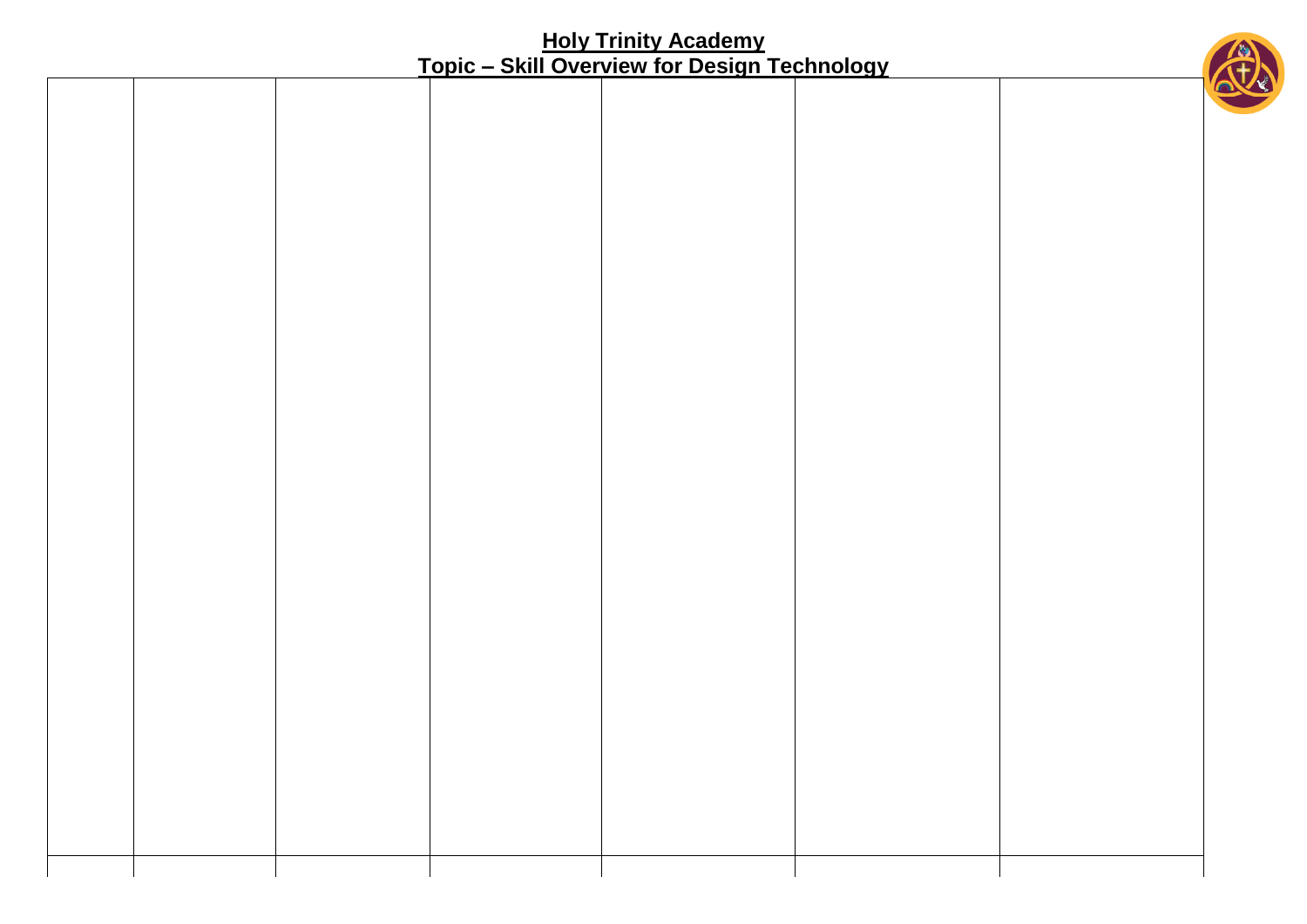**Holy Trinity Academy**

**Topic – Skill Overview for Design Technology**

| | | | | | | |
|---|---|---|---|---|---|---|
| | | | | | | |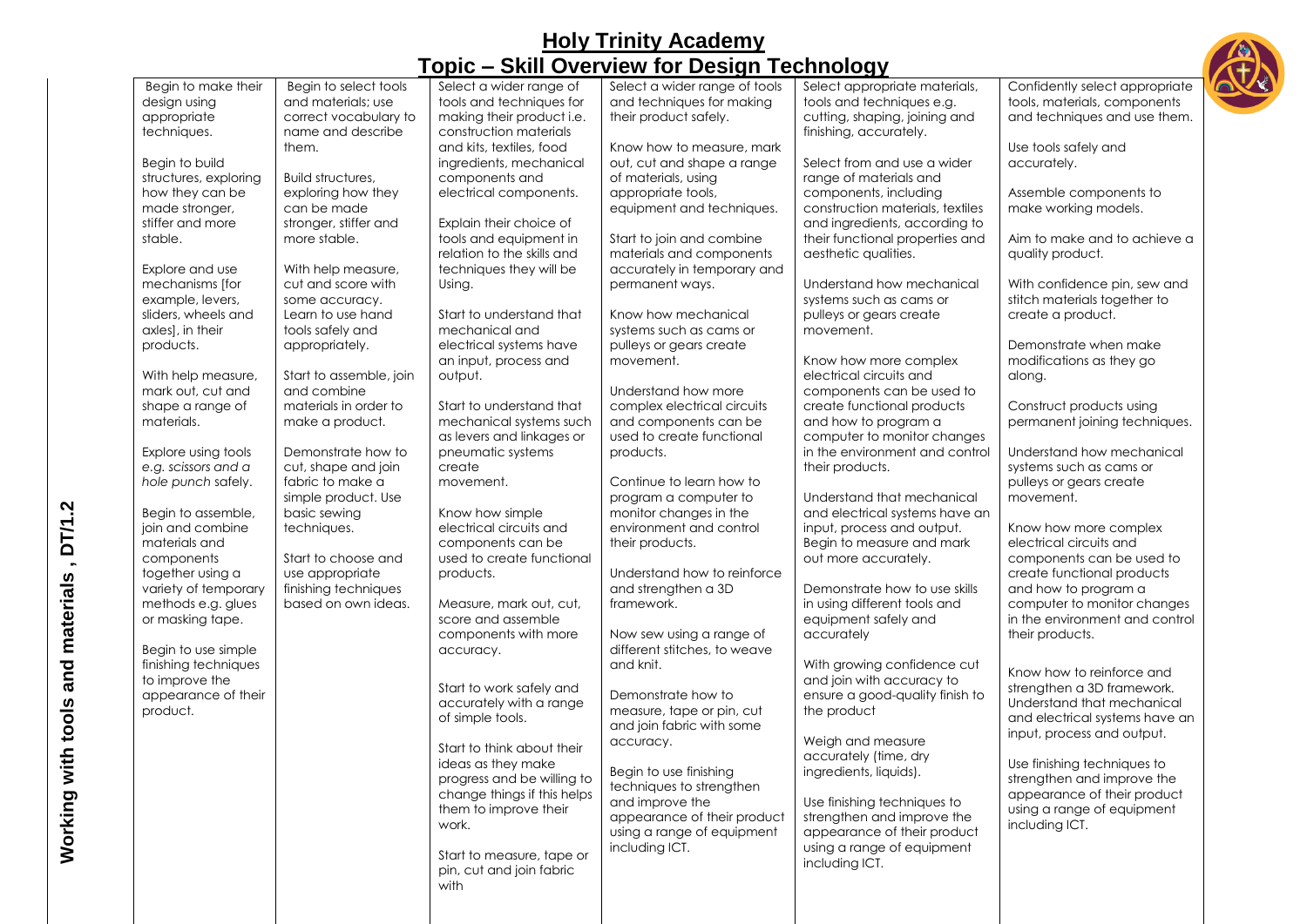# Holy Trinity Academy

## Topic – Skill Overview for Design Technology

| Working with tools and materials , DT/1.2 | | | | | |
|---|---|---|---|---|---|
| Begin to make their design using appropriate techniques.<br><br>Begin to build structures, exploring how they can be made stronger, stiffer and more stable.<br><br>Explore and use mechanisms [for example, levers, sliders, wheels and axles], in their products.<br><br>With help measure, mark out, cut and shape a range of materials.<br><br>Explore using tools *e.g. scissors and a hole punch* safely.<br><br>Begin to assemble, join and combine materials and components together using a variety of temporary methods e.g. glues or masking tape.<br><br>Begin to use simple finishing techniques to improve the appearance of their product. | Begin to select tools and materials; use correct vocabulary to name and describe them.<br><br>Build structures, exploring how they can be made stronger, stiffer and more stable.<br><br>With help measure, cut and score with some accuracy.<br>Learn to use hand tools safely and appropriately.<br><br>Start to assemble, join and combine materials in order to make a product.<br><br>Demonstrate how to cut, shape and join fabric to make a simple product. Use basic sewing techniques.<br><br>Start to choose and use appropriate finishing techniques based on own ideas. | Select a wider range of tools and techniques for making their product i.e. construction materials and kits, textiles, food ingredients, mechanical components and electrical components.<br><br>Explain their choice of tools and equipment in relation to the skills and techniques they will be Using.<br><br>Start to understand that mechanical and electrical systems have an input, process and output.<br><br>Start to understand that mechanical systems such as levers and linkages or pneumatic systems create movement.<br><br>Know how simple electrical circuits and components can be used to create functional products.<br><br>Measure, mark out, cut, score and assemble components with more accuracy.<br><br>Start to work safely and accurately with a range of simple tools.<br><br>Start to think about their ideas as they make progress and be willing to change things if this helps them to improve their work.<br><br>Start to measure, tape or pin, cut and join fabric with | Select a wider range of tools and techniques for making their product safely.<br><br>Know how to measure, mark out, cut and shape a range of materials, using appropriate tools, equipment and techniques.<br><br>Start to join and combine materials and components accurately in temporary and permanent ways.<br><br>Know how mechanical systems such as cams or pulleys or gears create movement.<br><br>Understand how more complex electrical circuits and components can be used to create functional products.<br><br>Continue to learn how to program a computer to monitor changes in the environment and control their products.<br><br>Understand how to reinforce and strengthen a 3D framework.<br><br>Now sew using a range of different stitches, to weave and knit.<br><br>Demonstrate how to measure, tape or pin, cut and join fabric with some accuracy.<br><br>Begin to use finishing techniques to strengthen and improve the appearance of their product using a range of equipment including ICT. | Select appropriate materials, tools and techniques e.g. cutting, shaping, joining and finishing, accurately.<br><br>Select from and use a wider range of materials and components, including construction materials, textiles and ingredients, according to their functional properties and aesthetic qualities.<br><br>Understand how mechanical systems such as cams or pulleys or gears create movement.<br><br>Know how more complex electrical circuits and components can be used to create functional products and how to program a computer to monitor changes in the environment and control their products.<br><br>Understand that mechanical and electrical systems have an input, process and output.<br>Begin to measure and mark out more accurately.<br><br>Demonstrate how to use skills in using different tools and equipment safely and accurately<br><br>With growing confidence cut and join with accuracy to ensure a good-quality finish to the product<br><br>Weigh and measure accurately (time, dry ingredients, liquids).<br><br>Use finishing techniques to strengthen and improve the appearance of their product using a range of equipment including ICT. | Confidently select appropriate tools, materials, components and techniques and use them.<br><br>Use tools safely and accurately.<br><br>Assemble components to make working models.<br><br>Aim to make and to achieve a quality product.<br><br>With confidence pin, sew and stitch materials together to create a product.<br><br>Demonstrate when make modifications as they go along.<br><br>Construct products using permanent joining techniques.<br><br>Understand how mechanical systems such as cams or pulleys or gears create movement.<br><br>Know how more complex electrical circuits and components can be used to create functional products and how to program a computer to monitor changes in the environment and control their products.<br><br>Know how to reinforce and strengthen a 3D framework.<br>Understand that mechanical and electrical systems have an input, process and output.<br><br>Use finishing techniques to strengthen and improve the appearance of their product using a range of equipment including ICT. |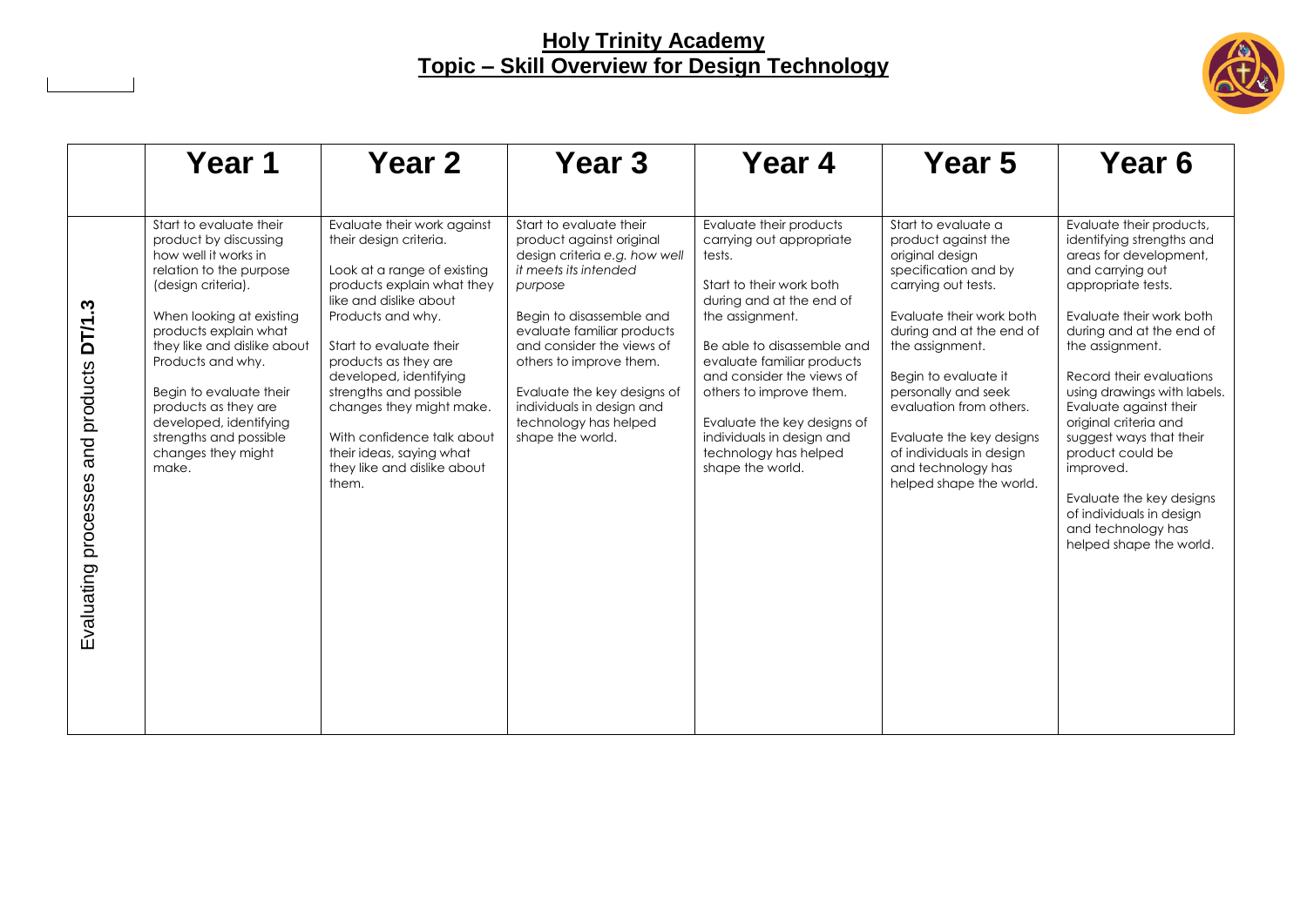# Holy Trinity Academy
## Topic – Skill Overview for Design Technology

| | Year 1 | Year 2 | Year 3 | Year 4 | Year 5 | Year 6 |
|---|---|---|---|---|---|---|
| Evaluating processes and products **DT/1.3** | Start to evaluate their product by discussing how well it works in relation to the purpose (design criteria).<br><br>When looking at existing products explain what they like and dislike about Products and why.<br><br>Begin to evaluate their products as they are developed, identifying strengths and possible changes they might make. | Evaluate their work against their design criteria.<br><br>Look at a range of existing products explain what they like and dislike about Products and why.<br><br>Start to evaluate their products as they are developed, identifying strengths and possible changes they might make.<br><br>With confidence talk about their ideas, saying what they like and dislike about them. | Start to evaluate their product against original design criteria *e.g. how well it meets its intended purpose*<br><br>Begin to disassemble and evaluate familiar products and consider the views of others to improve them.<br><br>Evaluate the key designs of individuals in design and technology has helped shape the world. | Evaluate their products carrying out appropriate tests.<br><br>Start to their work both during and at the end of the assignment.<br><br>Be able to disassemble and evaluate familiar products and consider the views of others to improve them.<br><br>Evaluate the key designs of individuals in design and technology has helped shape the world. | Start to evaluate a product against the original design specification and by carrying out tests.<br><br>Evaluate their work both during and at the end of the assignment.<br><br>Begin to evaluate it personally and seek evaluation from others.<br><br>Evaluate the key designs of individuals in design and technology has helped shape the world. | Evaluate their products, identifying strengths and areas for development, and carrying out appropriate tests.<br><br>Evaluate their work both during and at the end of the assignment.<br><br>Record their evaluations using drawings with labels. Evaluate against their original criteria and suggest ways that their product could be improved.<br><br>Evaluate the key designs of individuals in design and technology has helped shape the world. |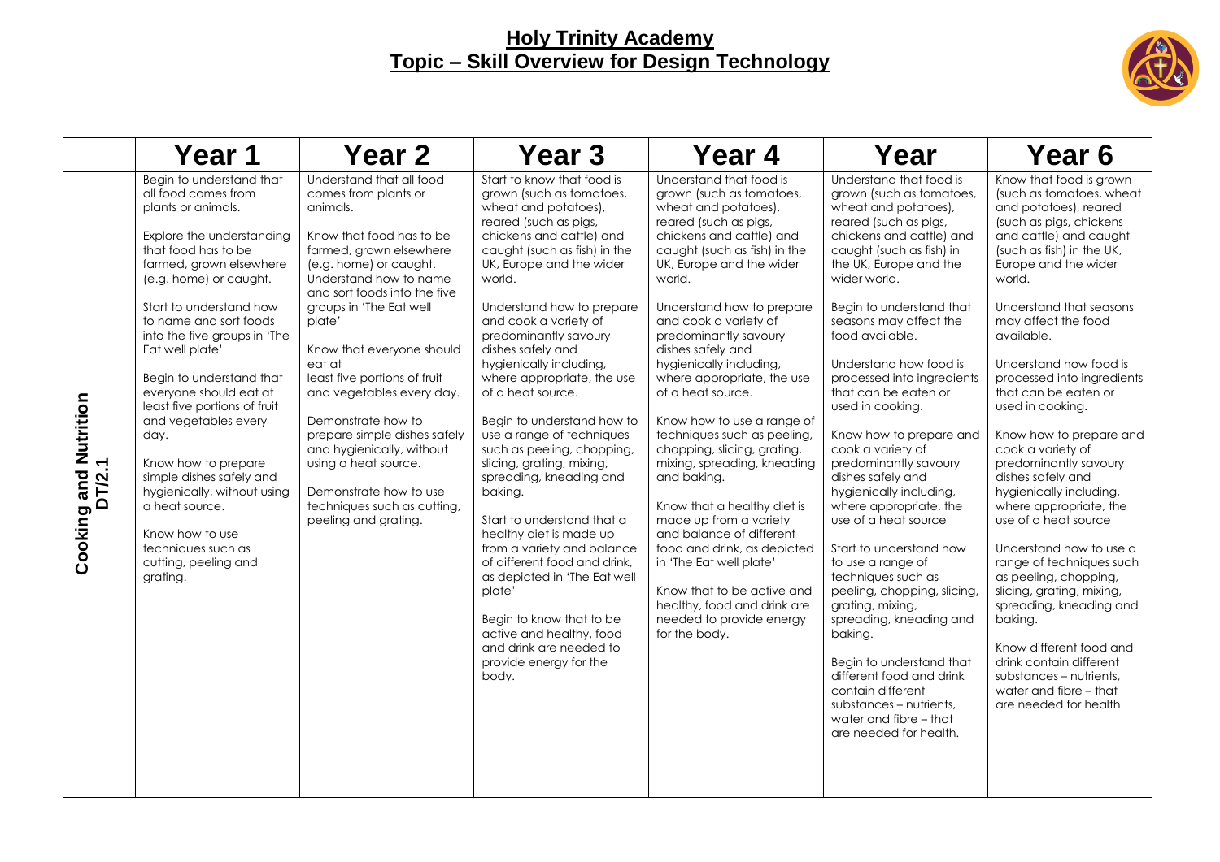# Holy Trinity Academy
## Topic – Skill Overview for Design Technology

| | Year 1 | Year 2 | Year 3 | Year 4 | Year | Year 6 |
|---|---|---|---|---|---|---|
| **Cooking and Nutrition DT/2.1** | Begin to understand that all food comes from plants or animals.<br><br>Explore the understanding that food has to be farmed, grown elsewhere (e.g. home) or caught.<br><br>Start to understand how to name and sort foods into the five groups in 'The Eat well plate'<br><br>Begin to understand that everyone should eat at least five portions of fruit and vegetables every day.<br><br>Know how to prepare simple dishes safely and hygienically, without using a heat source.<br><br>Know how to use techniques such as cutting, peeling and grating. | Understand that all food comes from plants or animals.<br><br>Know that food has to be farmed, grown elsewhere (e.g. home) or caught. Understand how to name and sort foods into the five groups in 'The Eat well plate'<br><br>Know that everyone should eat at least five portions of fruit and vegetables every day.<br><br>Demonstrate how to prepare simple dishes safely and hygienically, without using a heat source.<br><br>Demonstrate how to use techniques such as cutting, peeling and grating. | Start to know that food is grown (such as tomatoes, wheat and potatoes), reared (such as pigs, chickens and cattle) and caught (such as fish) in the UK, Europe and the wider world.<br><br>Understand how to prepare and cook a variety of predominantly savoury dishes safely and hygienically including, where appropriate, the use of a heat source.<br><br>Begin to understand how to use a range of techniques such as peeling, chopping, slicing, grating, mixing, spreading, kneading and baking.<br><br>Start to understand that a healthy diet is made up from a variety and balance of different food and drink, as depicted in 'The Eat well plate'<br><br>Begin to know that to be active and healthy, food and drink are needed to provide energy for the body. | Understand that food is grown (such as tomatoes, wheat and potatoes), reared (such as pigs, chickens and cattle) and caught (such as fish) in the UK, Europe and the wider world.<br><br>Understand how to prepare and cook a variety of predominantly savoury dishes safely and hygienically including, where appropriate, the use of a heat source.<br><br>Know how to use a range of techniques such as peeling, chopping, slicing, grating, mixing, spreading, kneading and baking.<br><br>Know that a healthy diet is made up from a variety and balance of different food and drink, as depicted in 'The Eat well plate'<br><br>Know that to be active and healthy, food and drink are needed to provide energy for the body. | Understand that food is grown (such as tomatoes, wheat and potatoes), reared (such as pigs, chickens and cattle) and caught (such as fish) in the UK, Europe and the wider world.<br><br>Begin to understand that seasons may affect the food available.<br><br>Understand how food is processed into ingredients that can be eaten or used in cooking.<br><br>Know how to prepare and cook a variety of predominantly savoury dishes safely and hygienically including, where appropriate, the use of a heat source<br><br>Start to understand how to use a range of techniques such as peeling, chopping, slicing, grating, mixing, spreading, kneading and baking.<br><br>Begin to understand that different food and drink contain different substances – nutrients, water and fibre – that are needed for health. | Know that food is grown (such as tomatoes, wheat and potatoes), reared (such as pigs, chickens and cattle) and caught (such as fish) in the UK, Europe and the wider world.<br><br>Understand that seasons may affect the food available.<br><br>Understand how food is processed into ingredients that can be eaten or used in cooking.<br><br>Know how to prepare and cook a variety of predominantly savoury dishes safely and hygienically including, where appropriate, the use of a heat source<br><br>Understand how to use a range of techniques such as peeling, chopping, slicing, grating, mixing, spreading, kneading and baking.<br><br>Know different food and drink contain different substances – nutrients, water and fibre – that are needed for health |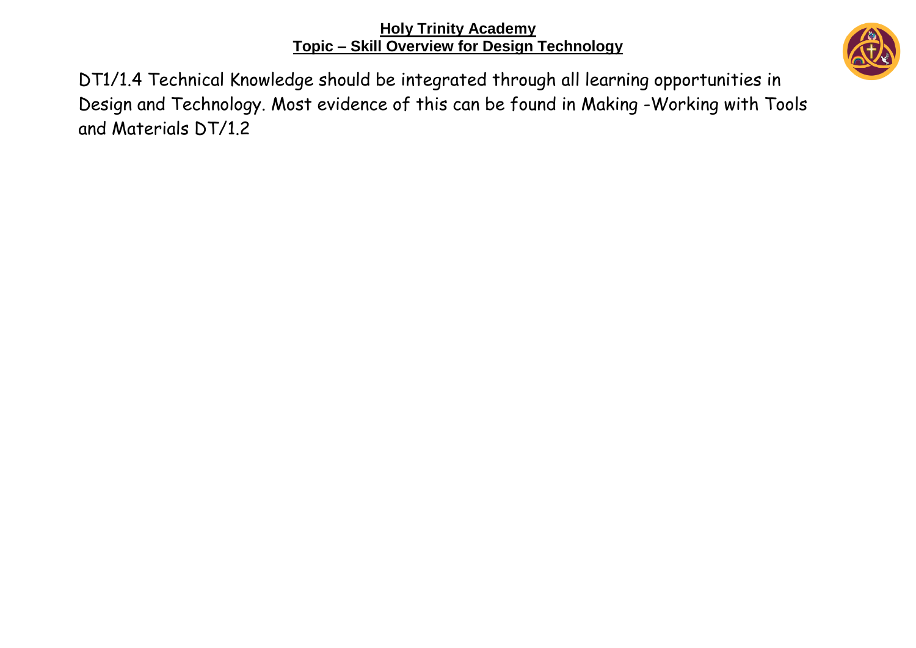**Holy Trinity Academy**
**Topic – Skill Overview for Design Technology**

DT1/1.4 Technical Knowledge should be integrated through all learning opportunities in Design and Technology. Most evidence of this can be found in Making -Working with Tools and Materials DT/1.2